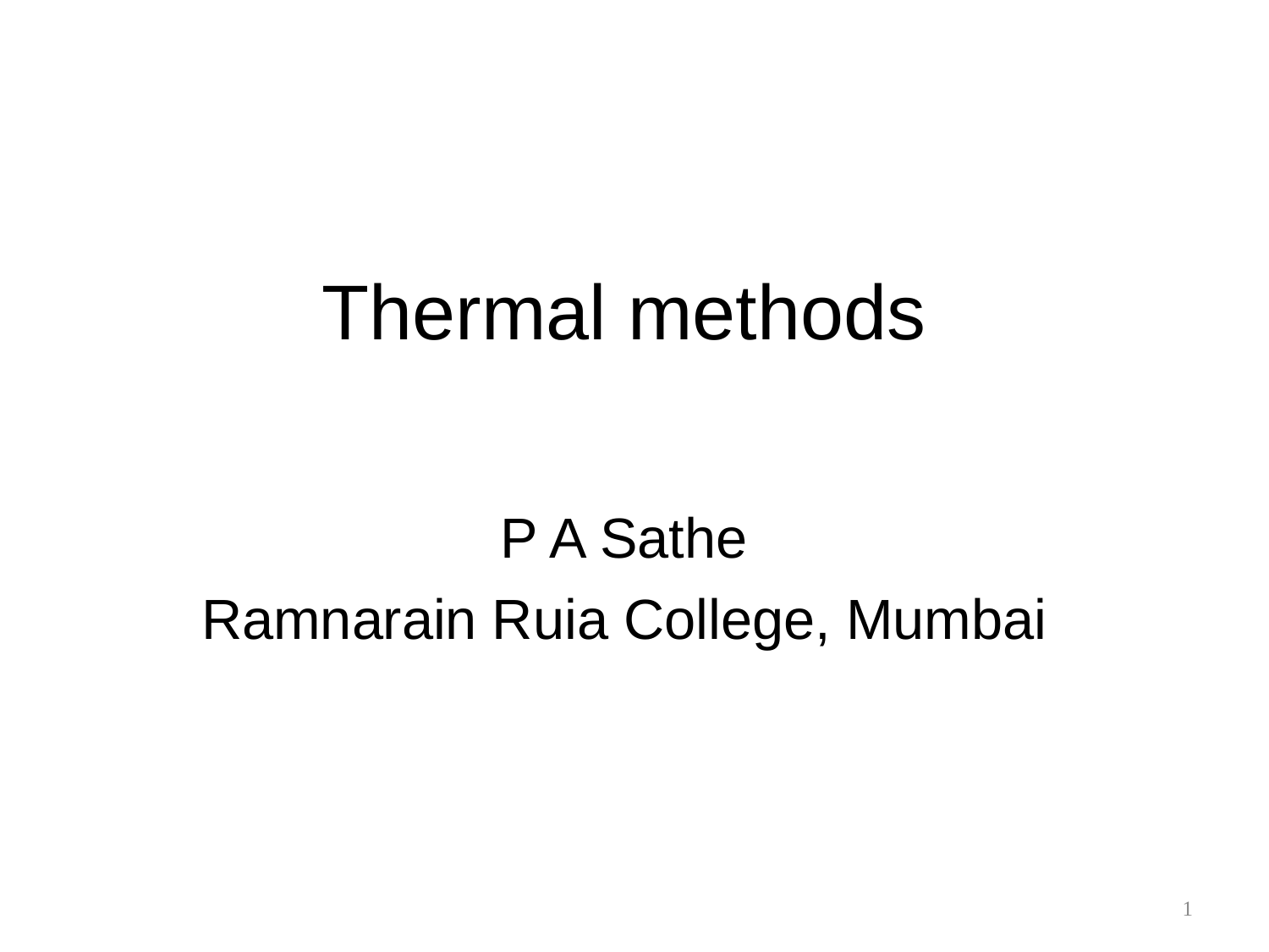# Thermal methods

P A Sathe

Ramnarain Ruia College, Mumbai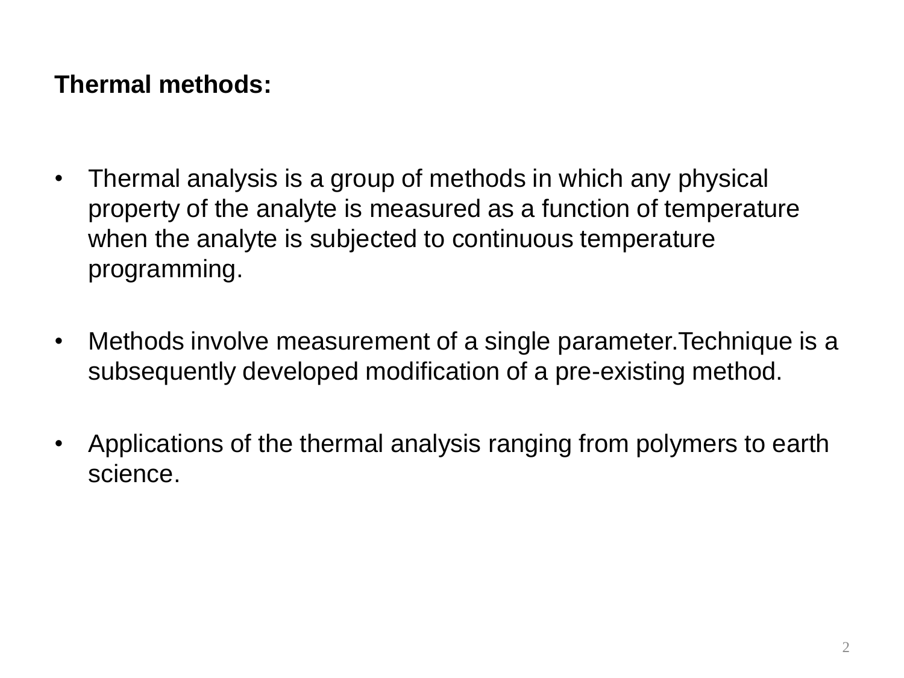**Thermal methods:**

- Thermal analysis is a group of methods in which any physical property of the analyte is measured as a function of temperature when the analyte is subjected to continuous temperature programming.

- Methods involve measurement of a single parameter.Technique is a subsequently developed modification of a pre-existing method.

- Applications of the thermal analysis ranging from polymers to earth science.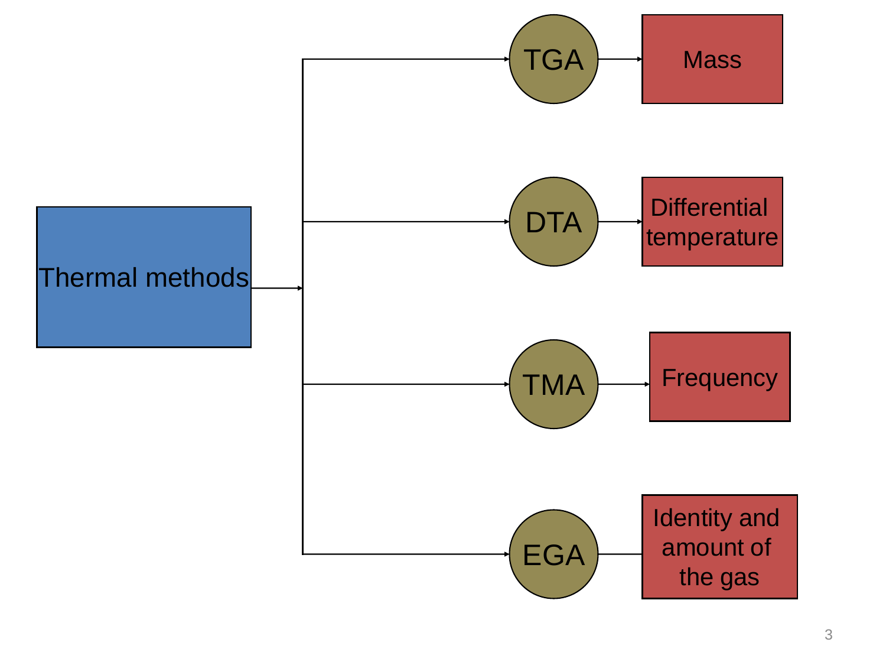Thermal methods

TGA

Mass

DTA

Differential temperature

TMA

Frequency

EGA

Identity and amount of the gas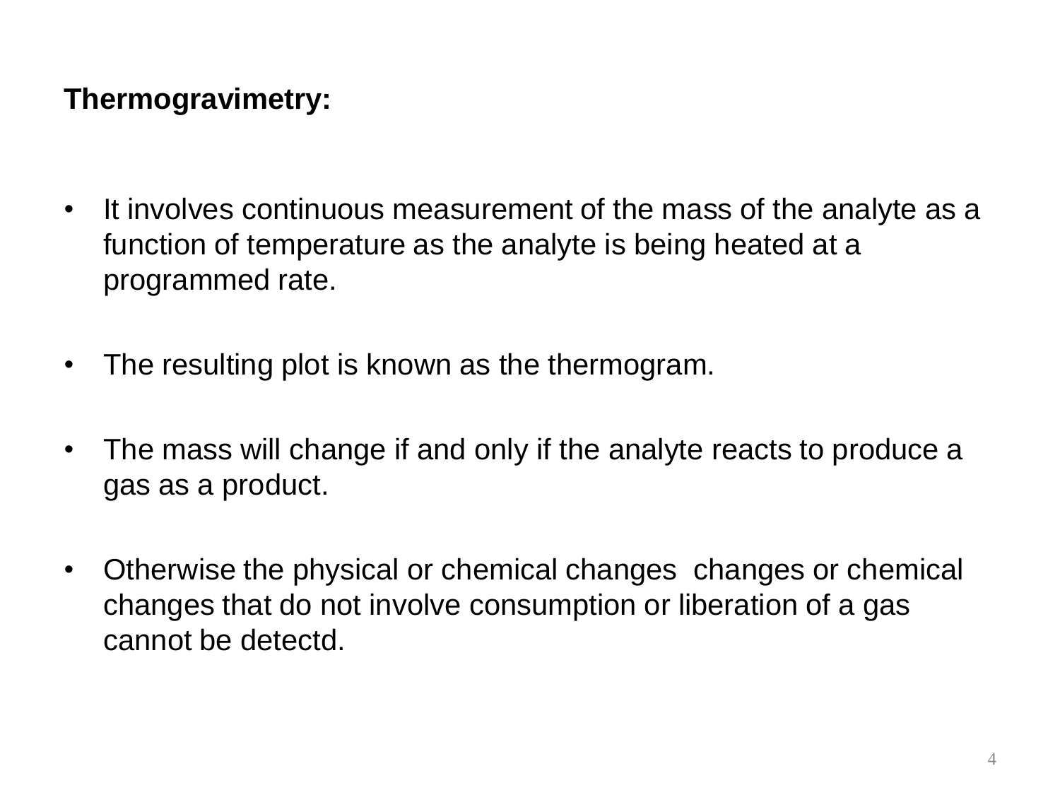**Thermogravimetry:**

- It involves continuous measurement of the mass of the analyte as a function of temperature as the analyte is being heated at a programmed rate.
- The resulting plot is known as the thermogram.
- The mass will change if and only if the analyte reacts to produce a gas as a product.
- Otherwise the physical or chemical changes  changes or chemical changes that do not involve consumption or liberation of a gas cannot be detectd.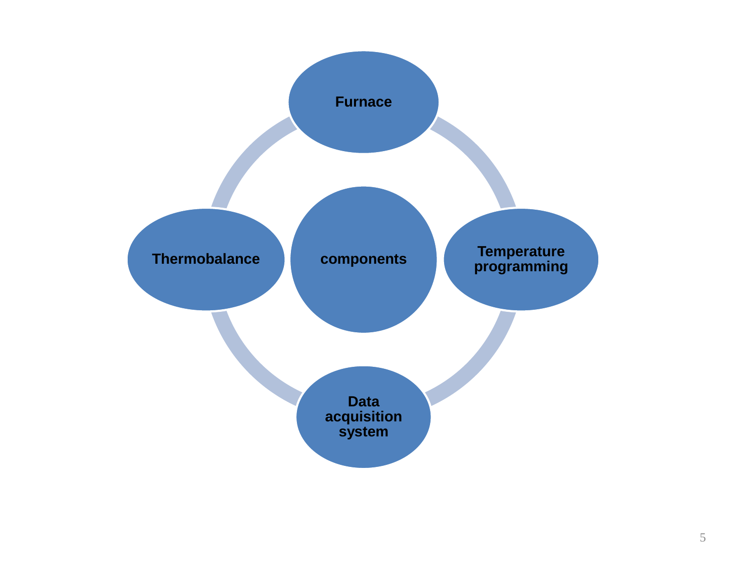Furnace

Thermobalance

components

Temperature programming

Data acquisition system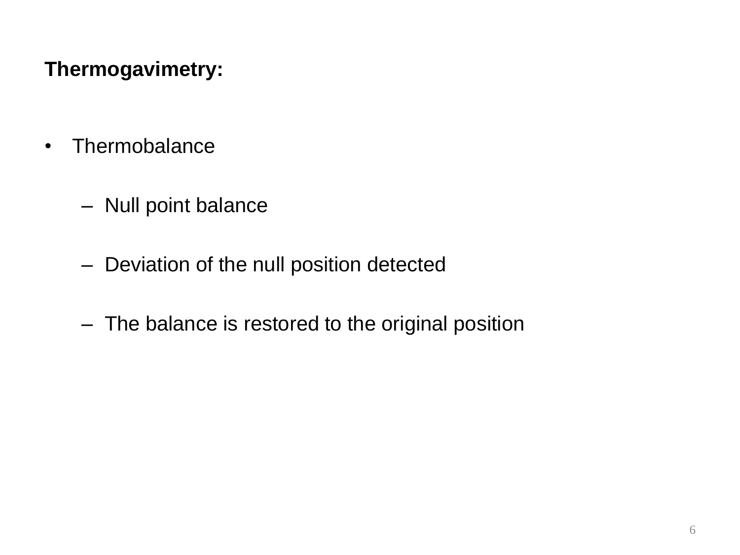**Thermogavimetry:**

- Thermobalance
  - Null point balance
  - Deviation of the null position detected
  - The balance is restored to the original position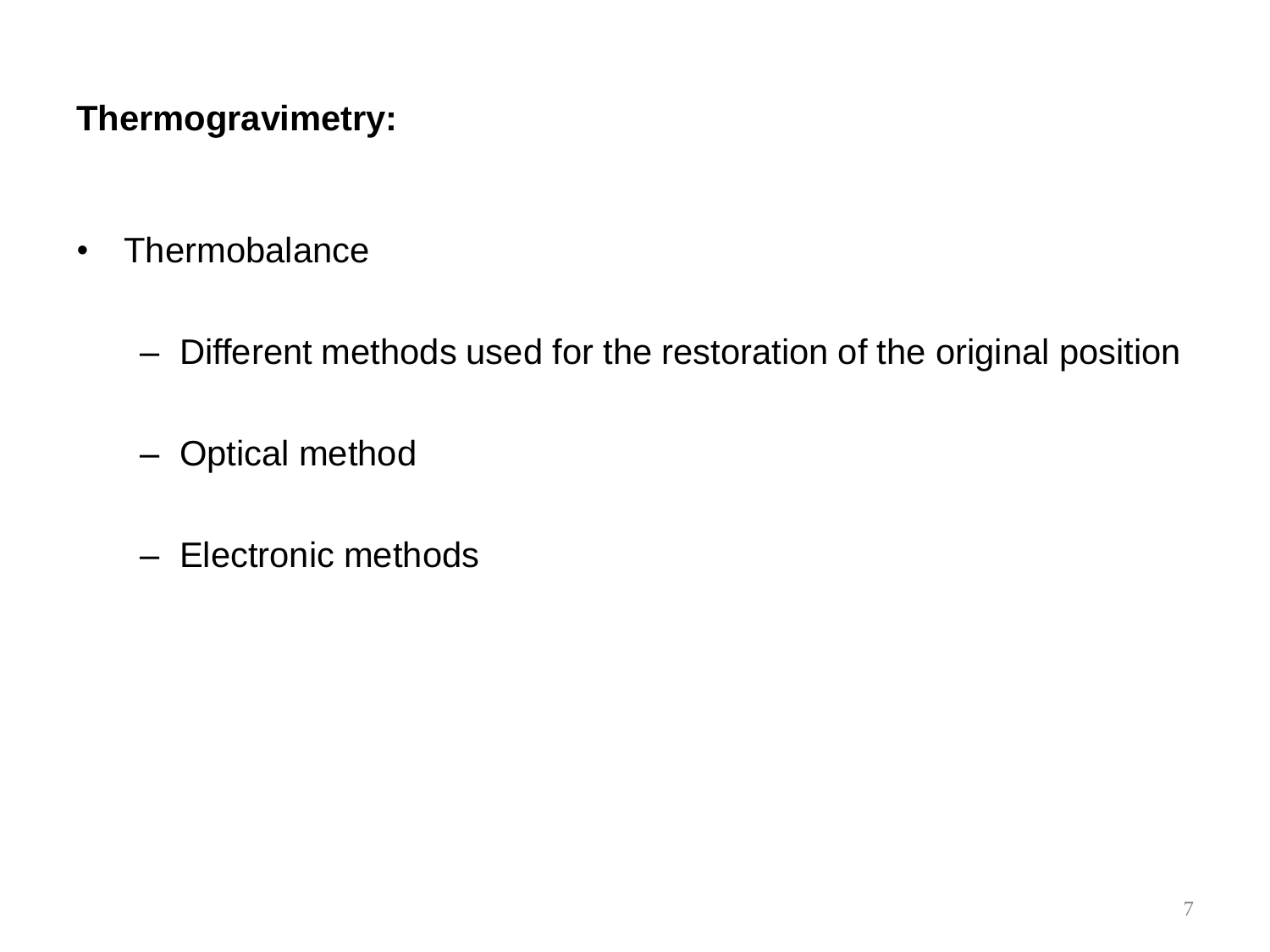**Thermogravimetry:**

- Thermobalance
  - Different methods used for the restoration of the original position
  - Optical method
  - Electronic methods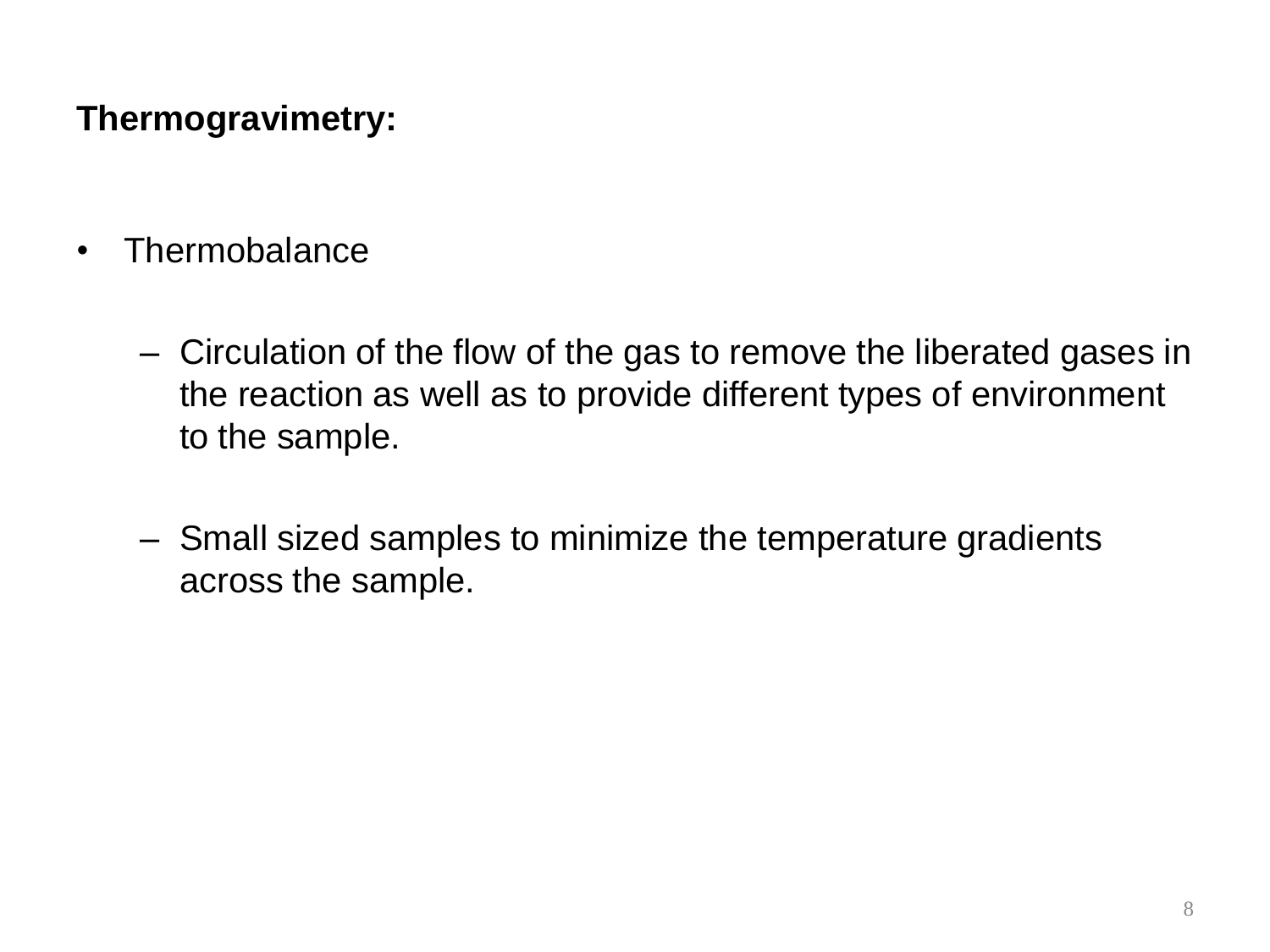**Thermogravimetry:**

- Thermobalance
  - Circulation of the flow of the gas to remove the liberated gases in the reaction as well as to provide different types of environment to the sample.
  - Small sized samples to minimize the temperature gradients across the sample.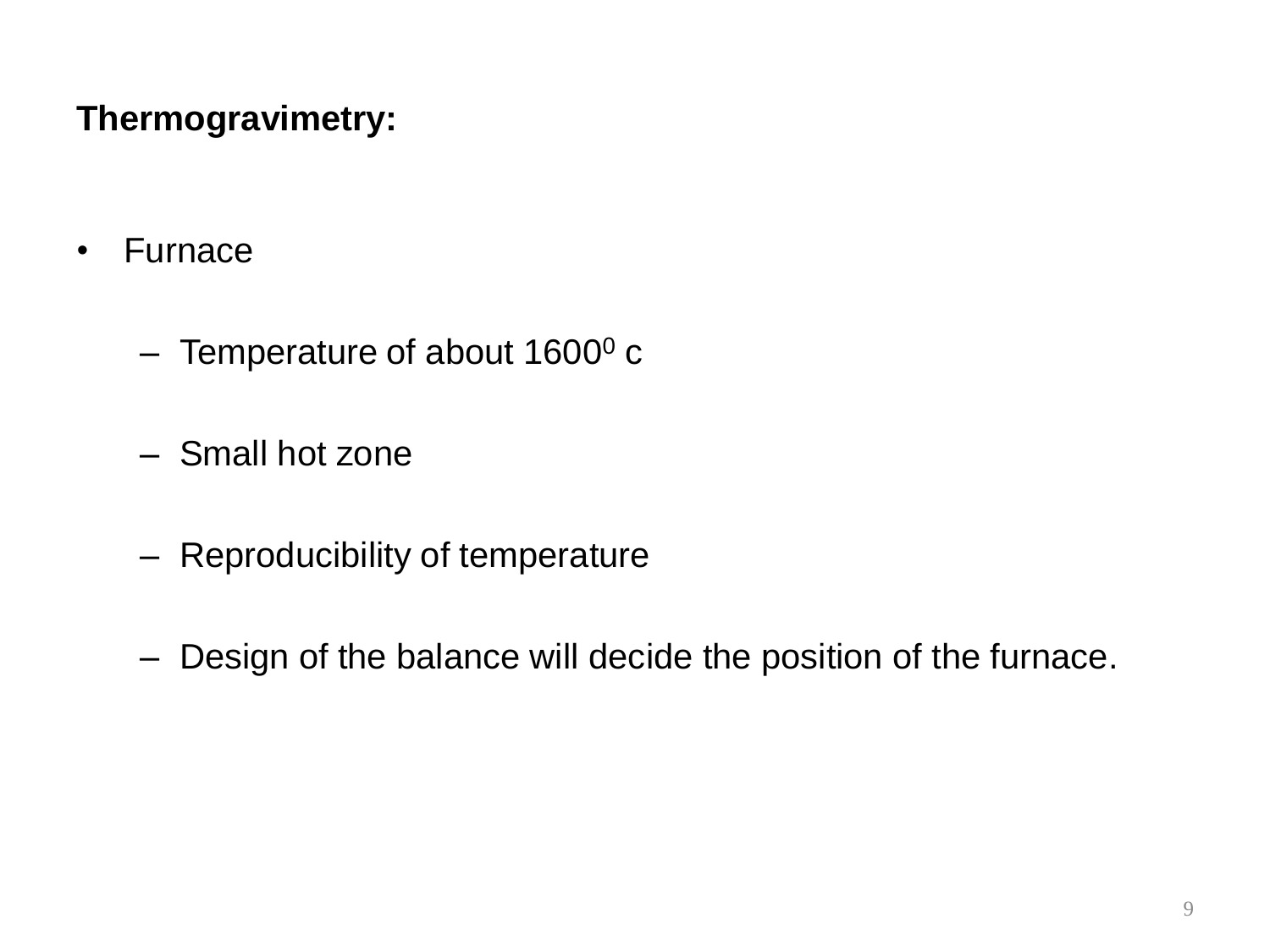**Thermogravimetry:**

- Furnace
  - Temperature of about $1600^0$ c
  - Small hot zone
  - Reproducibility of temperature
  - Design of the balance will decide the position of the furnace.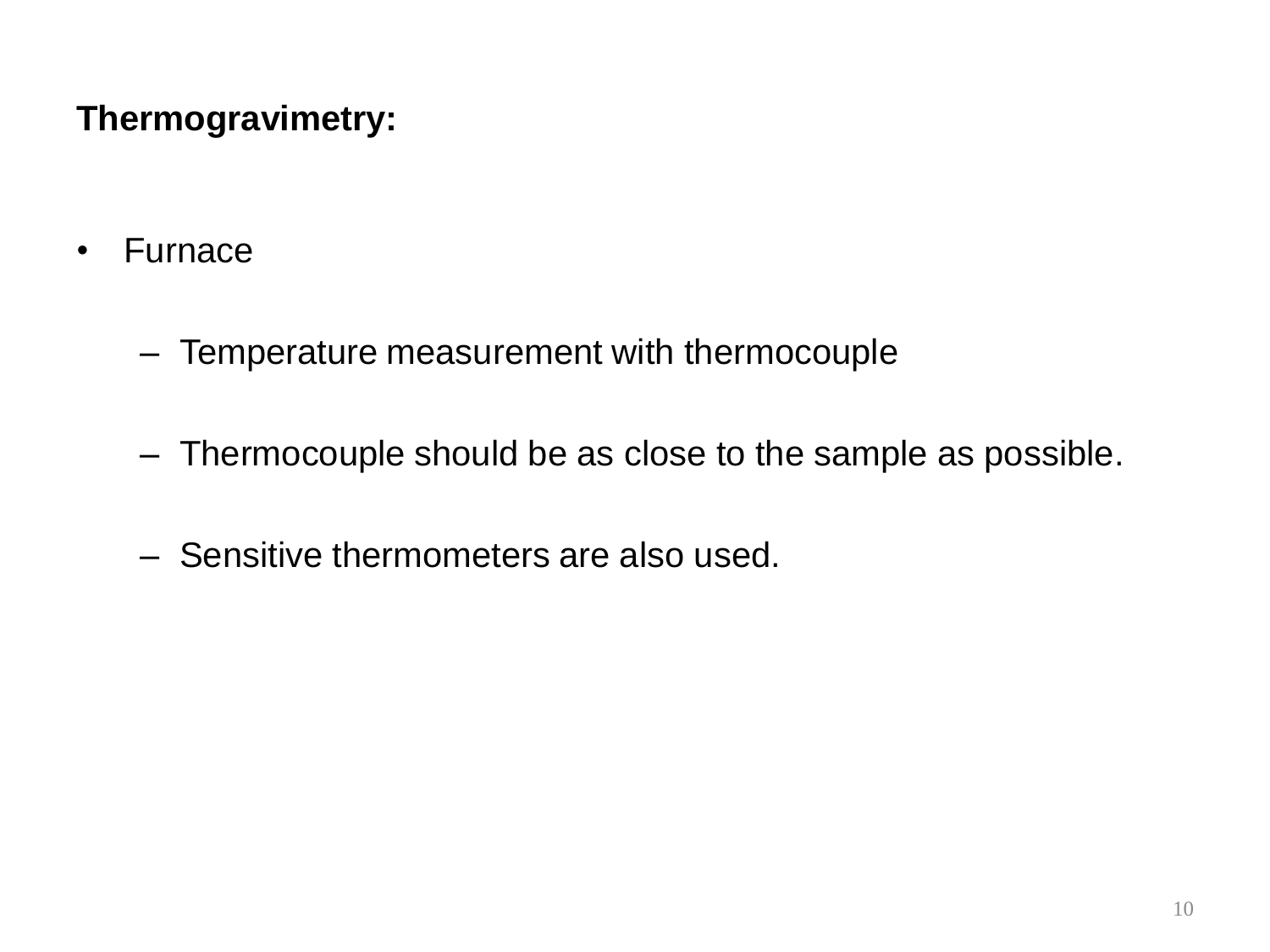**Thermogravimetry:**

- Furnace
  - Temperature measurement with thermocouple
  - Thermocouple should be as close to the sample as possible.
  - Sensitive thermometers are also used.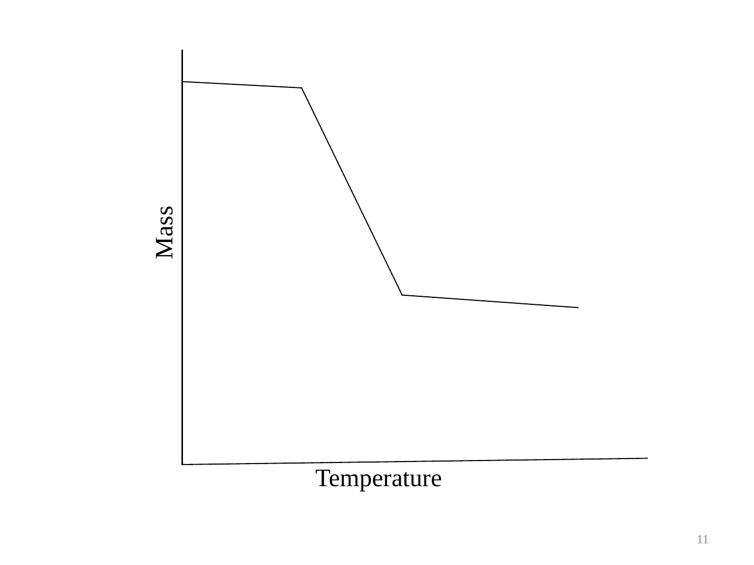Mass

Temperature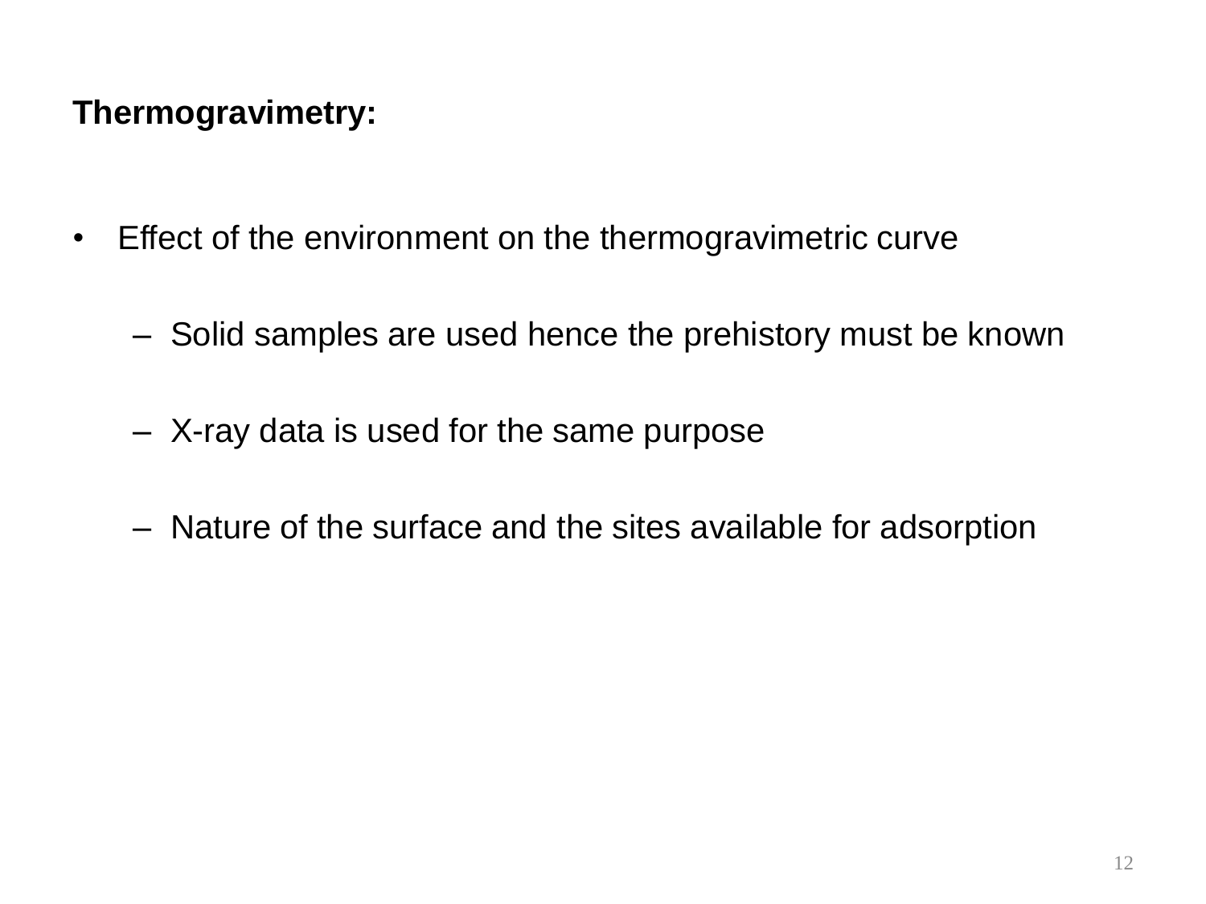**Thermogravimetry:**

- Effect of the environment on the thermogravimetric curve
  - Solid samples are used hence the prehistory must be known
  - X-ray data is used for the same purpose
  - Nature of the surface and the sites available for adsorption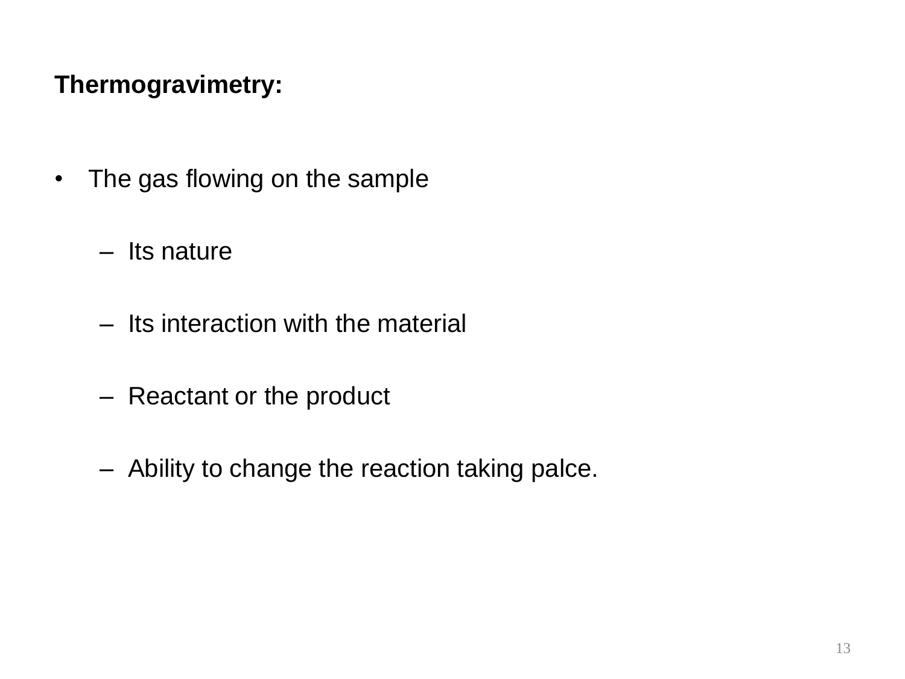**Thermogravimetry:**

- The gas flowing on the sample
  - Its nature
  - Its interaction with the material
  - Reactant or the product
  - Ability to change the reaction taking palce.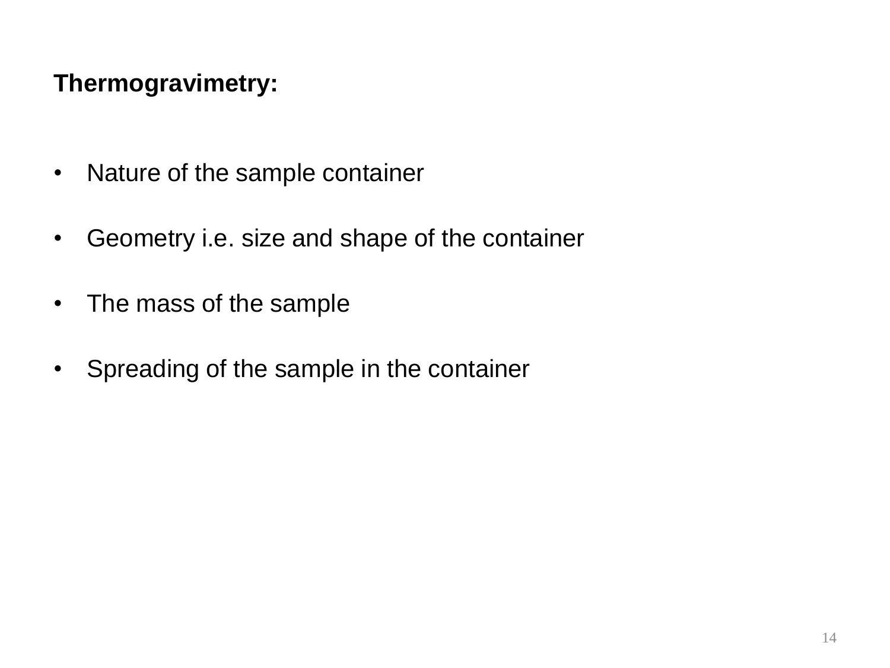**Thermogravimetry:**

- Nature of the sample container
- Geometry i.e. size and shape of the container
- The mass of the sample
- Spreading of the sample in the container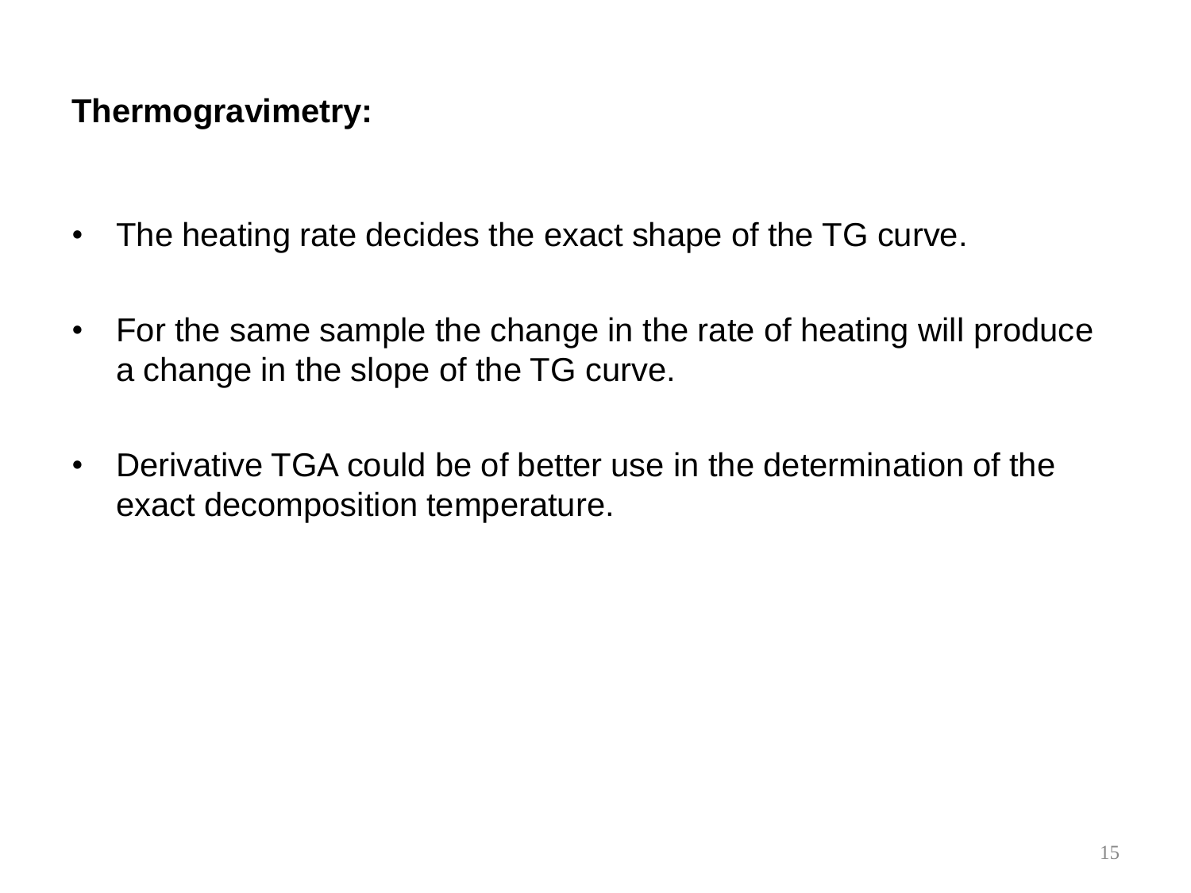**Thermogravimetry:**

- The heating rate decides the exact shape of the TG curve.
- For the same sample the change in the rate of heating will produce a change in the slope of the TG curve.
- Derivative TGA could be of better use in the determination of the exact decomposition temperature.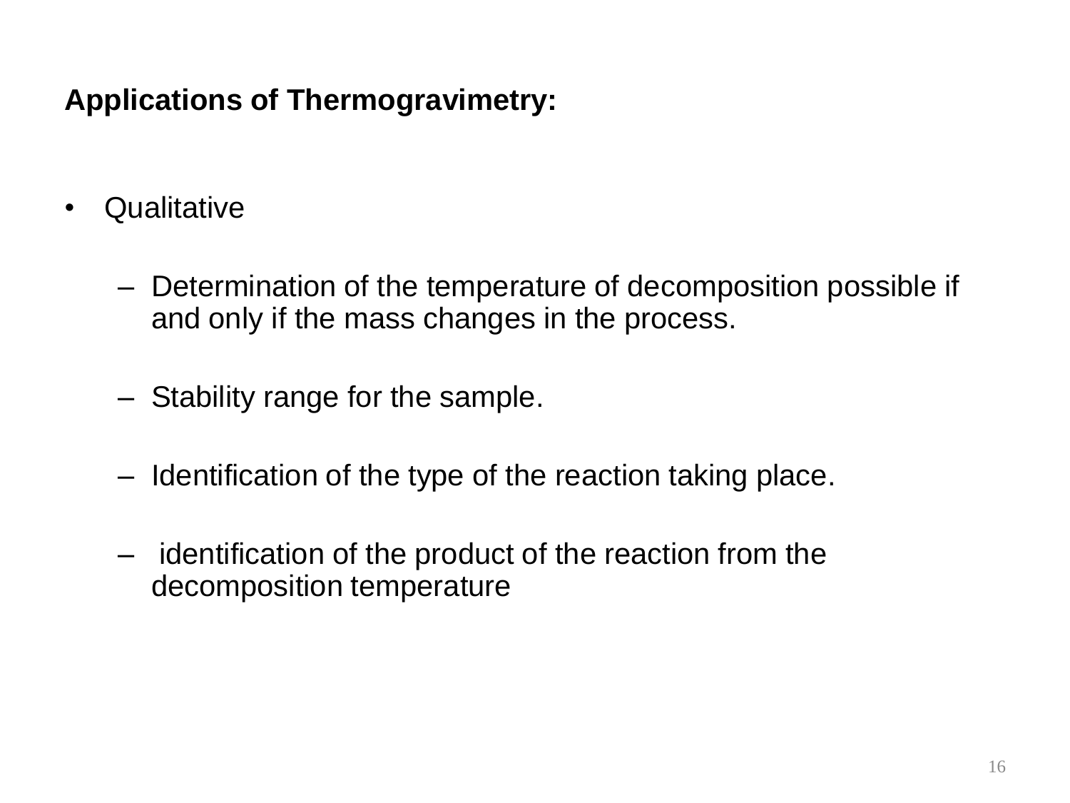**Applications of Thermogravimetry:**

- Qualitative
  - Determination of the temperature of decomposition possible if and only if the mass changes in the process.
  - Stability range for the sample.
  - Identification of the type of the reaction taking place.
  - identification of the product of the reaction from the decomposition temperature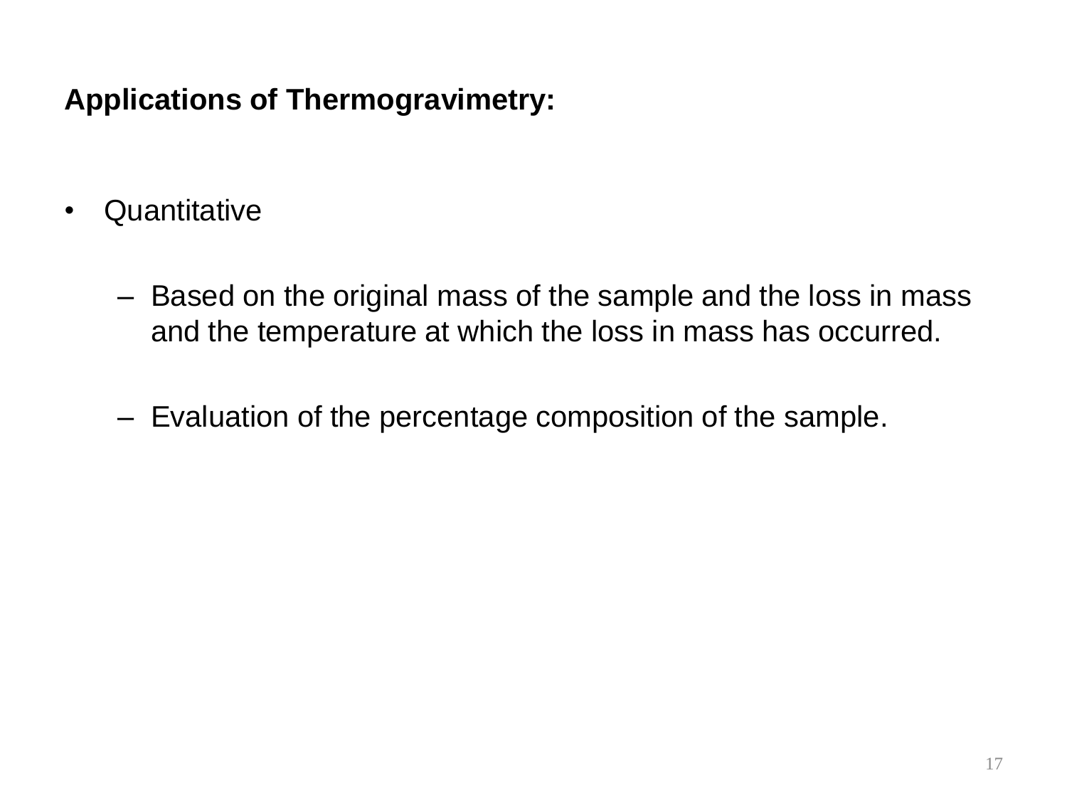**Applications of Thermogravimetry:**

- Quantitative
  - Based on the original mass of the sample and the loss in mass and the temperature at which the loss in mass has occurred.
  - Evaluation of the percentage composition of the sample.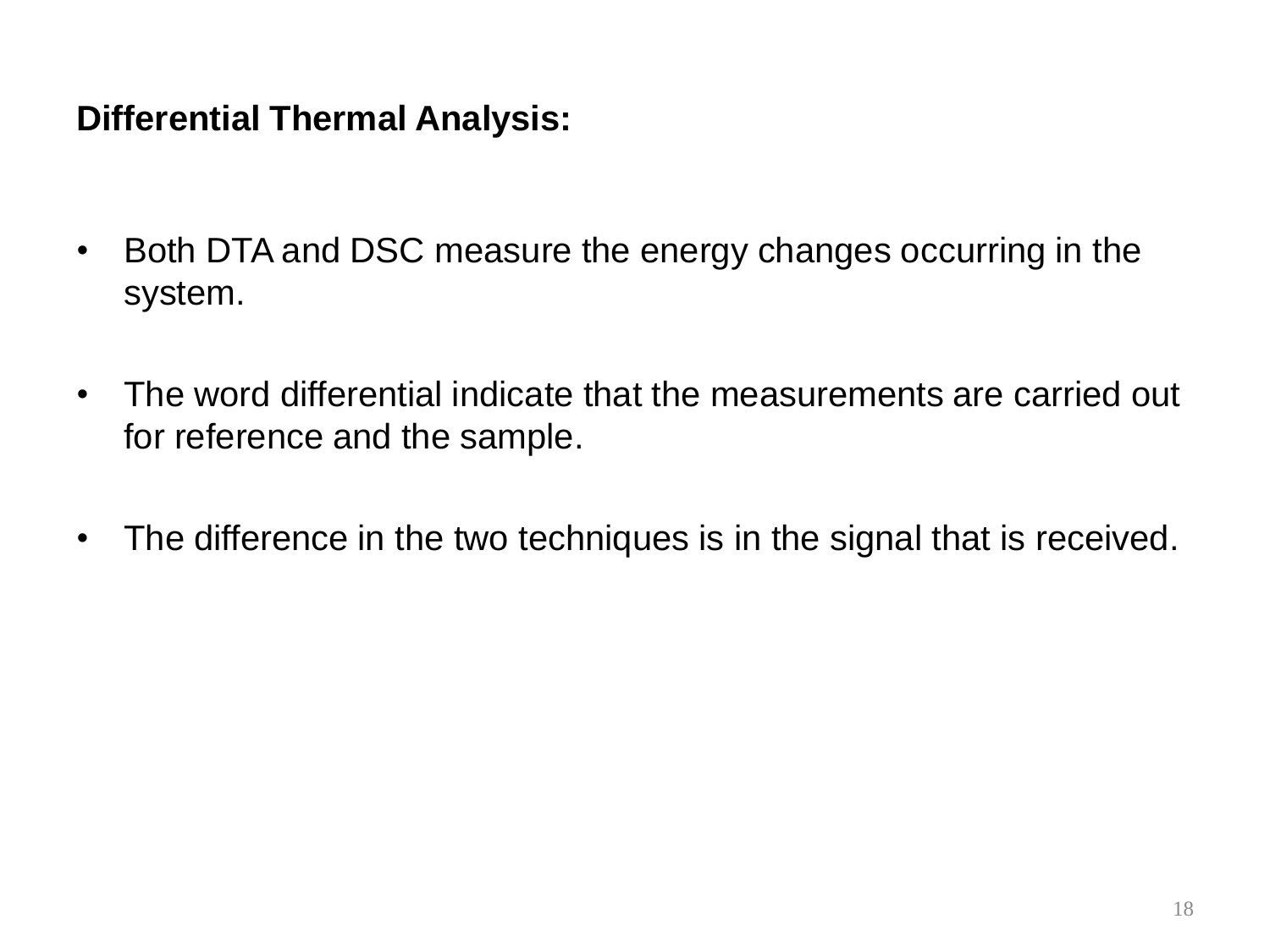**Differential Thermal Analysis:**

- Both DTA and DSC measure the energy changes occurring in the system.
- The word differential indicate that the measurements are carried out for reference and the sample.
- The difference in the two techniques is in the signal that is received.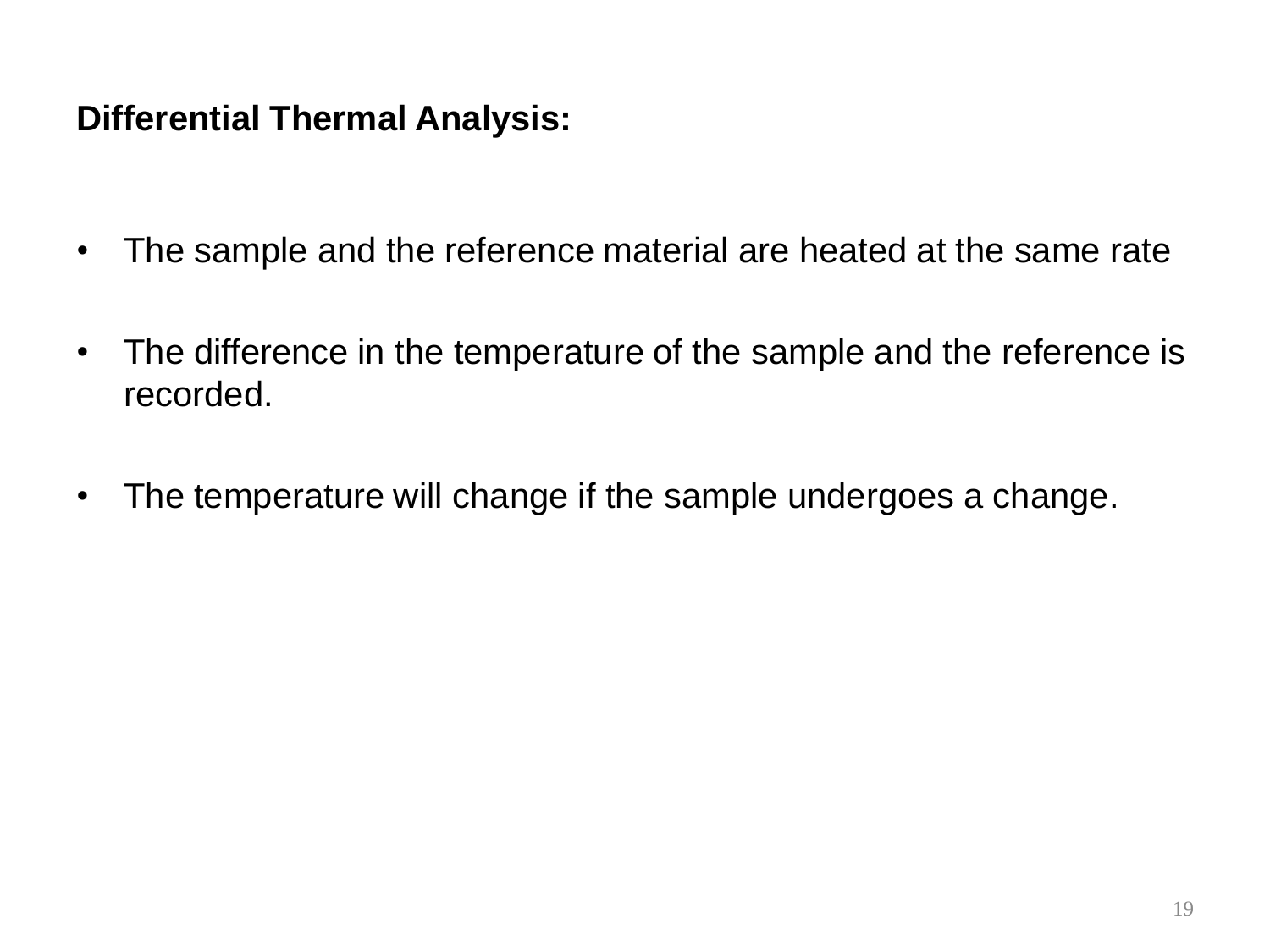**Differential Thermal Analysis:**

- The sample and the reference material are heated at the same rate
- The difference in the temperature of the sample and the reference is recorded.
- The temperature will change if the sample undergoes a change.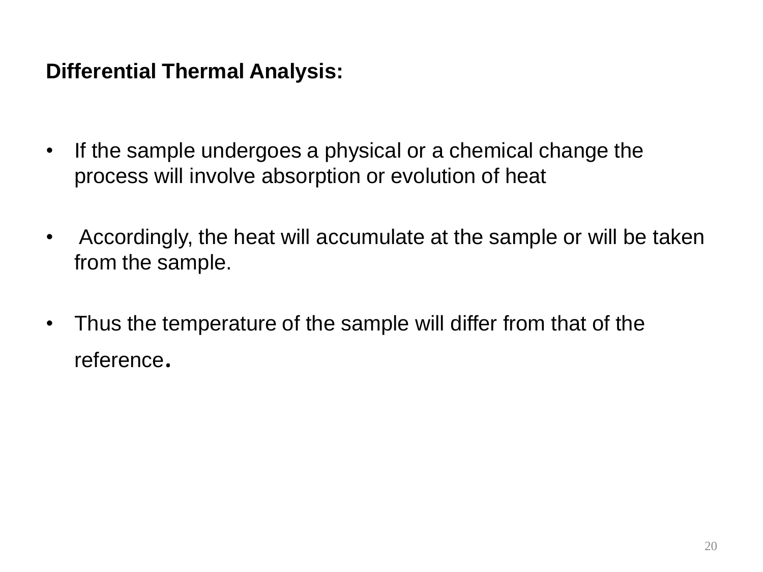**Differential Thermal Analysis:**

- If the sample undergoes a physical or a chemical change the process will involve absorption or evolution of heat
- Accordingly, the heat will accumulate at the sample or will be taken from the sample.
- Thus the temperature of the sample will differ from that of the reference.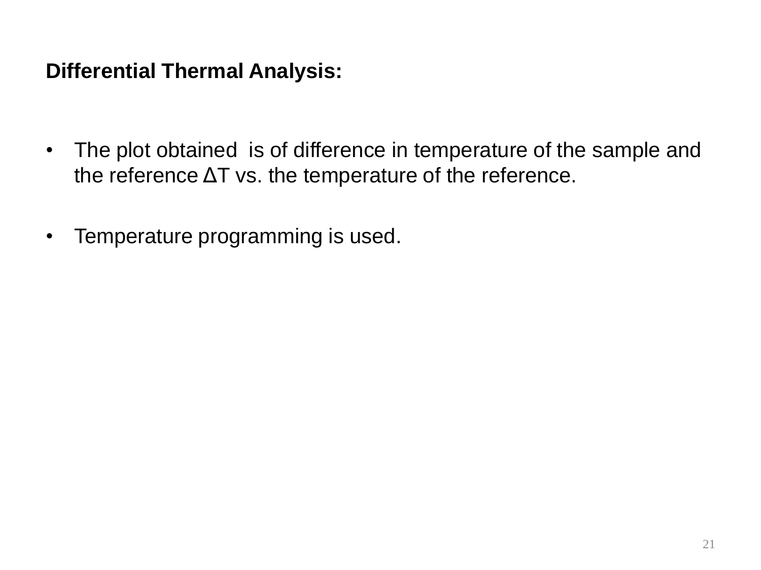**Differential Thermal Analysis:**

- The plot obtained is of difference in temperature of the sample and the reference $\Delta T$ vs. the temperature of the reference.
- Temperature programming is used.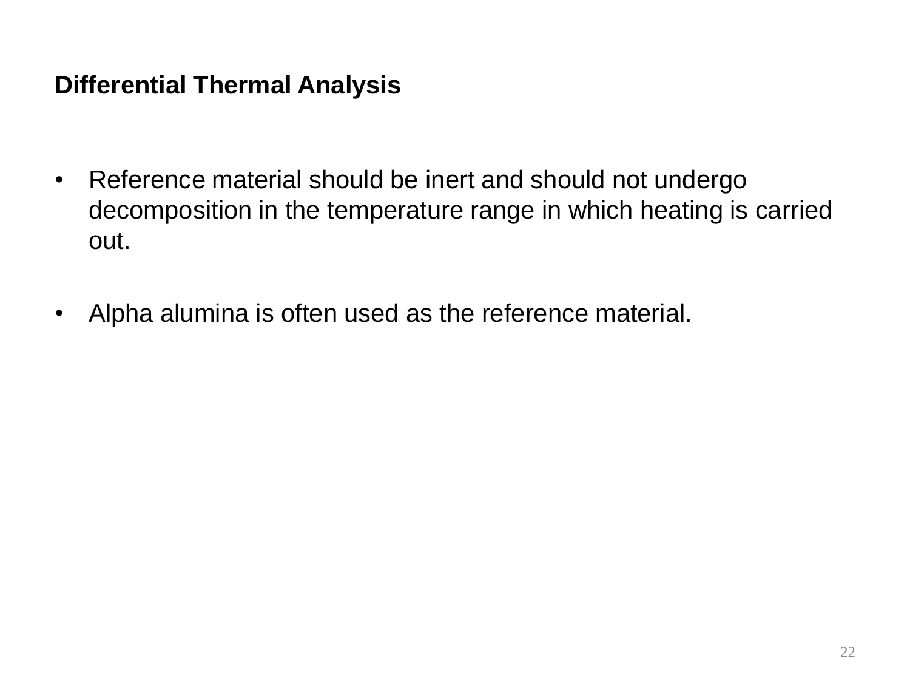## Differential Thermal Analysis

- Reference material should be inert and should not undergo decomposition in the temperature range in which heating is carried out.
- Alpha alumina is often used as the reference material.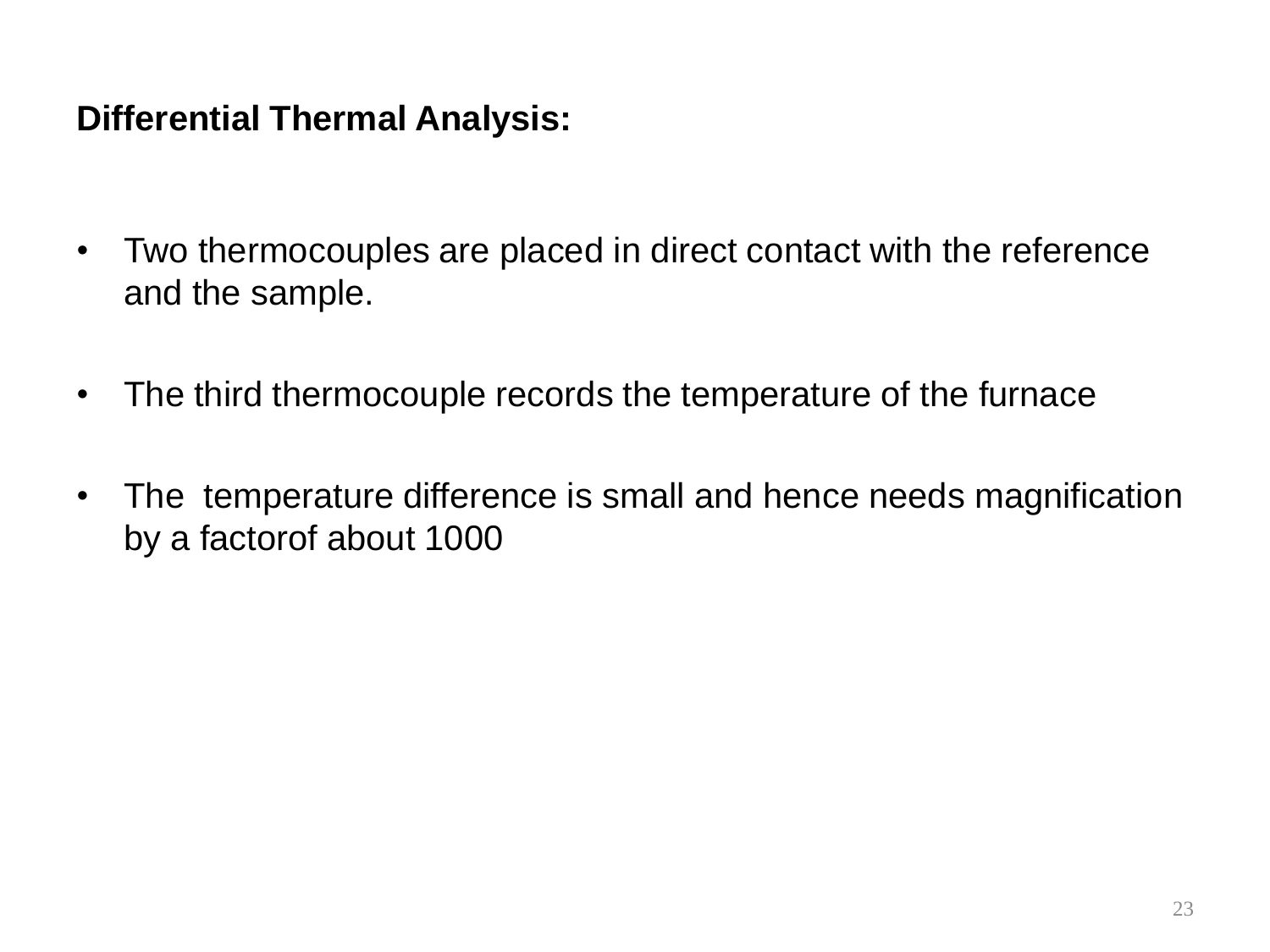**Differential Thermal Analysis:**

- Two thermocouples are placed in direct contact with the reference and the sample.
- The third thermocouple records the temperature of the furnace
- The temperature difference is small and hence needs magnification by a factorof about 1000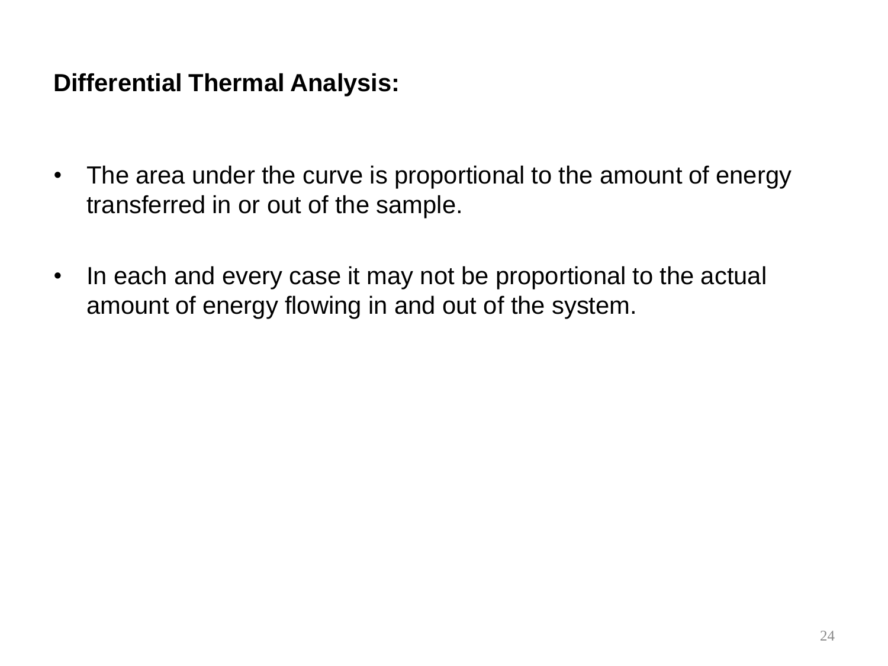**Differential Thermal Analysis:**

- The area under the curve is proportional to the amount of energy transferred in or out of the sample.
- In each and every case it may not be proportional to the actual amount of energy flowing in and out of the system.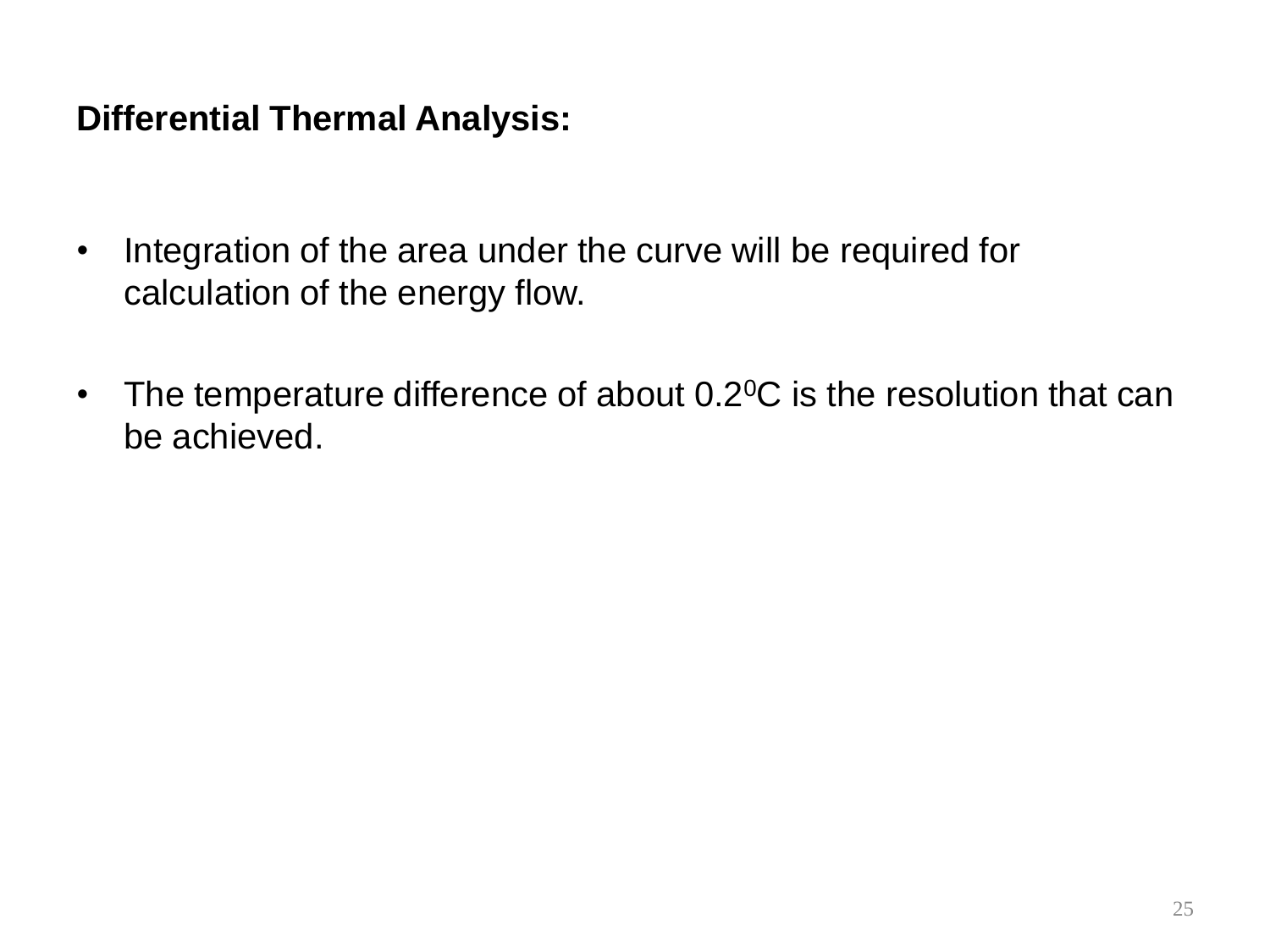**Differential Thermal Analysis:**

- Integration of the area under the curve will be required for calculation of the energy flow.

- The temperature difference of about $0.2^0$C is the resolution that can be achieved.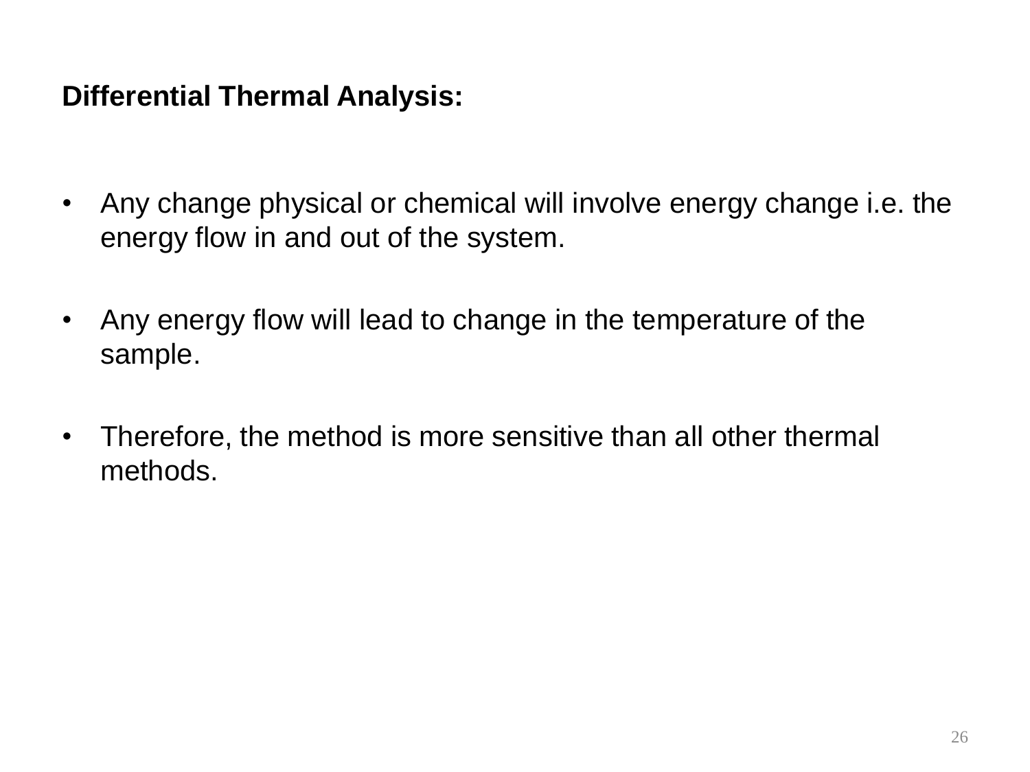**Differential Thermal Analysis:**

- Any change physical or chemical will involve energy change i.e. the energy flow in and out of the system.
- Any energy flow will lead to change in the temperature of the sample.
- Therefore, the method is more sensitive than all other thermal methods.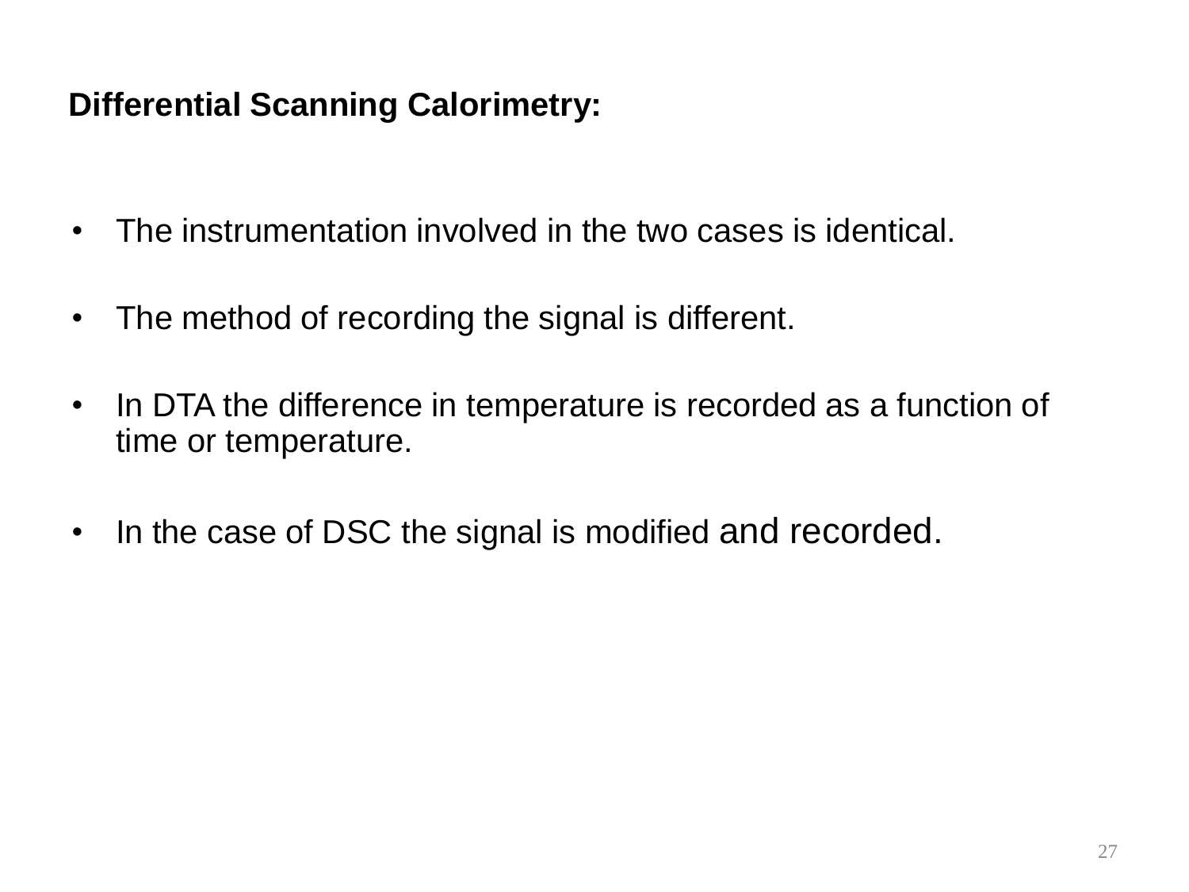**Differential Scanning Calorimetry:**

- The instrumentation involved in the two cases is identical.
- The method of recording the signal is different.
- In DTA the difference in temperature is recorded as a function of time or temperature.
- In the case of DSC the signal is modified and recorded.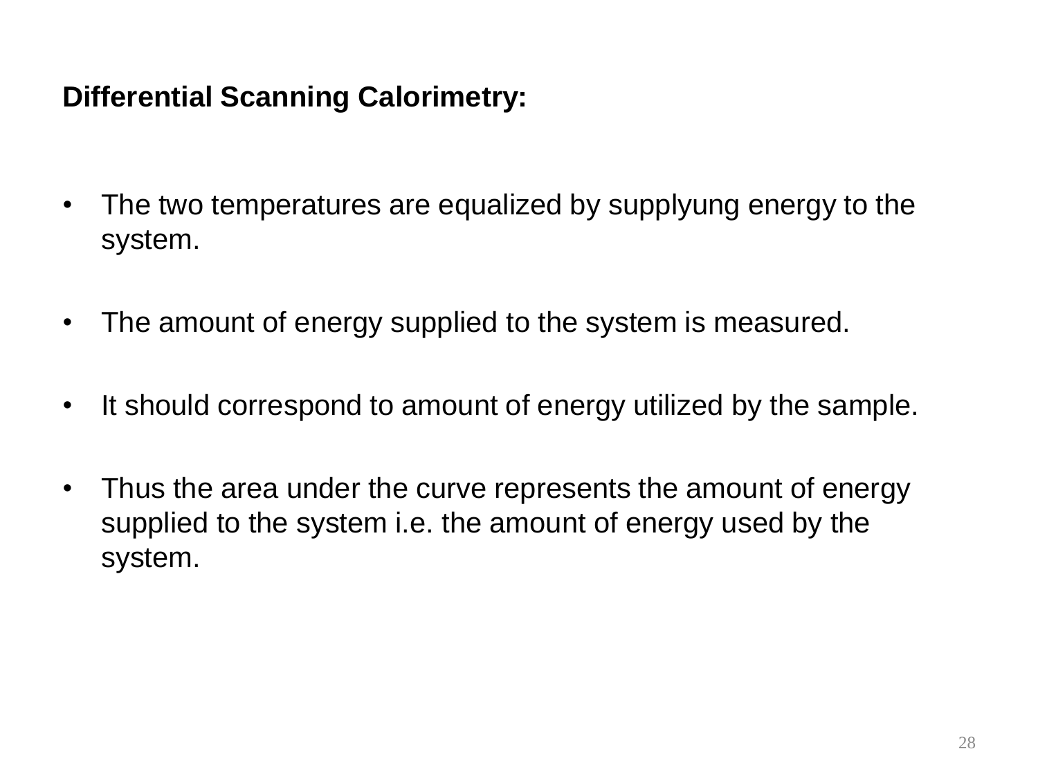**Differential Scanning Calorimetry:**

- The two temperatures are equalized by supplyung energy to the system.
- The amount of energy supplied to the system is measured.
- It should correspond to amount of energy utilized by the sample.
- Thus the area under the curve represents the amount of energy supplied to the system i.e. the amount of energy used by the system.